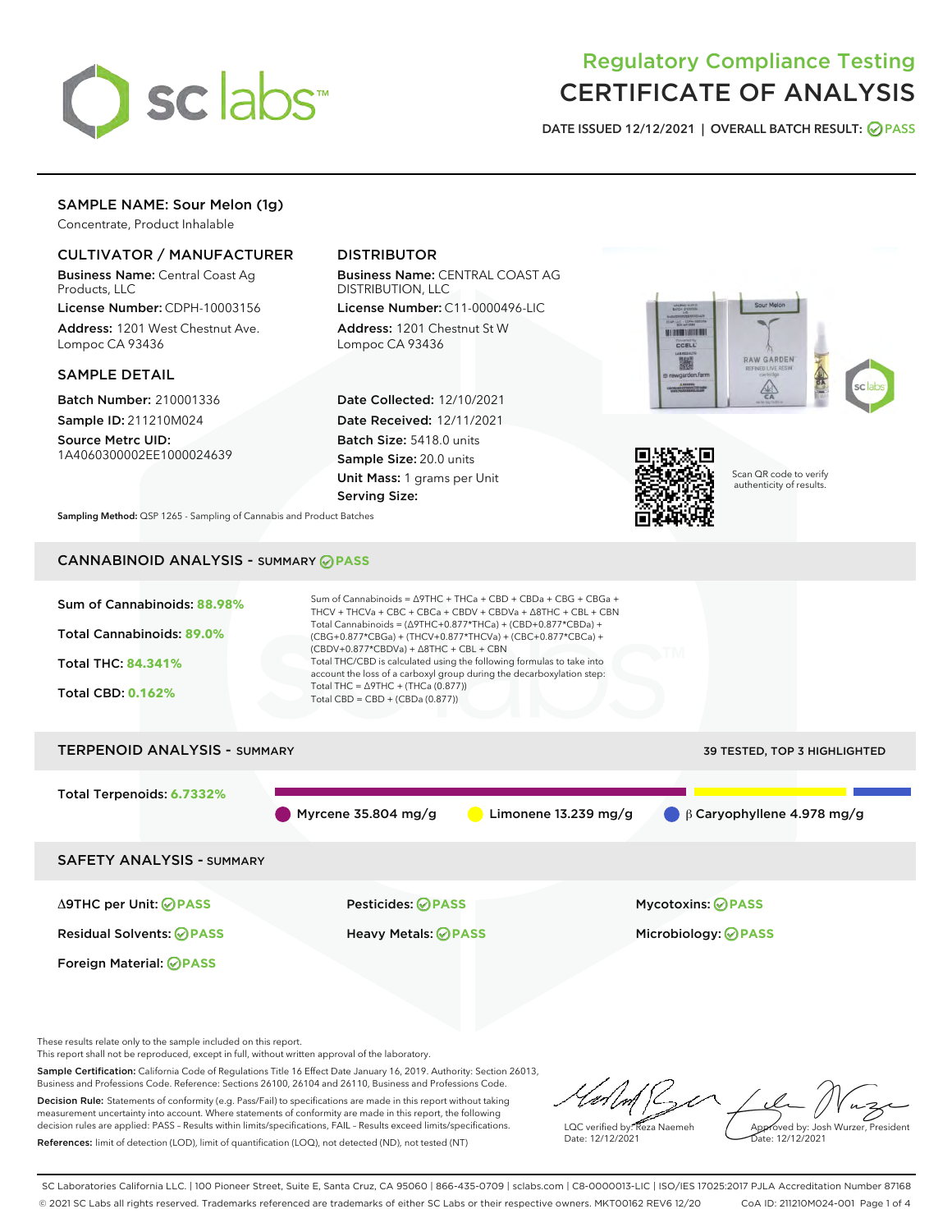# Regulatory Compliance Testing
# CERTIFICATE OF ANALYSIS

DATE ISSUED 12/12/2021 | OVERALL BATCH RESULT: PASS

## SAMPLE NAME: Sour Melon (1g)

Concentrate, Product Inhalable

### CULTIVATOR / MANUFACTURER

**Business Name:** Central Coast Ag Products, LLC

**License Number:** CDPH-10003156

**Address:** 1201 West Chestnut Ave. Lompoc CA 93436

### DISTRIBUTOR

**Business Name:** CENTRAL COAST AG DISTRIBUTION, LLC

**License Number:** C11-0000496-LIC

**Address:** 1201 Chestnut St W Lompoc CA 93436

### SAMPLE DETAIL

**Batch Number:** 210001336

**Sample ID:** 211210M024

**Source Metrc UID:** 1A4060300002EE1000024639

**Date Collected:** 12/10/2021

**Date Received:** 12/11/2021

**Batch Size:** 5418.0 units

**Sample Size:** 20.0 units

**Unit Mass:** 1 grams per Unit

**Serving Size:**

Scan QR code to verify authenticity of results.

**Sampling Method:** QSP 1265 - Sampling of Cannabis and Product Batches

## CANNABINOID ANALYSIS - SUMMARY PASS

Sum of Cannabinoids: **88.98%**

Total Cannabinoids: **89.0%**

Total THC: **84.341%**

Total CBD: **0.162%**

Sum of Cannabinoids = Δ9THC + THCa + CBD + CBDa + CBG + CBGa + THCV + THCVa + CBC + CBCa + CBDV + CBDVa + Δ8THC + CBL + CBN
Total Cannabinoids = (Δ9THC+0.877*THCa) + (CBD+0.877*CBDa) + (CBG+0.877*CBGa) + (THCV+0.877*THCVa) + (CBC+0.877*CBCa) + (CBDV+0.877*CBDVa) + Δ8THC + CBL + CBN
Total THC/CBD is calculated using the following formulas to take into account the loss of a carboxyl group during the decarboxylation step:
Total THC = Δ9THC + (THCa (0.877))
Total CBD = CBD + (CBDa (0.877))

## TERPENOID ANALYSIS - SUMMARY

39 TESTED, TOP 3 HIGHLIGHTED

Total Terpenoids: **6.7332%**

Myrcene 35.804 mg/g | Limonene 13.239 mg/g | β Caryophyllene 4.978 mg/g

## SAFETY ANALYSIS - SUMMARY

| | | |
|---|---|---|
| Δ9THC per Unit: PASS | Pesticides: PASS | Mycotoxins: PASS |
| Residual Solvents: PASS | Heavy Metals: PASS | Microbiology: PASS |
| Foreign Material: PASS | | |

These results relate only to the sample included on this report.
This report shall not be reproduced, except in full, without written approval of the laboratory.

**Sample Certification:** California Code of Regulations Title 16 Effect Date January 16, 2019. Authority: Section 26013, Business and Professions Code. Reference: Sections 26100, 26104 and 26110, Business and Professions Code.

**Decision Rule:** Statements of conformity (e.g. Pass/Fail) to specifications are made in this report without taking measurement uncertainty into account. Where statements of conformity are made in this report, the following decision rules are applied: PASS – Results within limits/specifications, FAIL – Results exceed limits/specifications.

**References:** limit of detection (LOD), limit of quantification (LOQ), not detected (ND), not tested (NT)

LQC verified by: Reza Naemeh
Date: 12/12/2021

Approved by: Josh Wurzer, President
Date: 12/12/2021

SC Laboratories California LLC. | 100 Pioneer Street, Suite E, Santa Cruz, CA 95060 | 866-435-0709 | sclabs.com | C8-0000013-LIC | ISO/IES 17025:2017 PJLA Accreditation Number 87168
© 2021 SC Labs all rights reserved. Trademarks referenced are trademarks of either SC Labs or their respective owners. MKT00162 REV6 12/20 CoA ID: 211210M024-001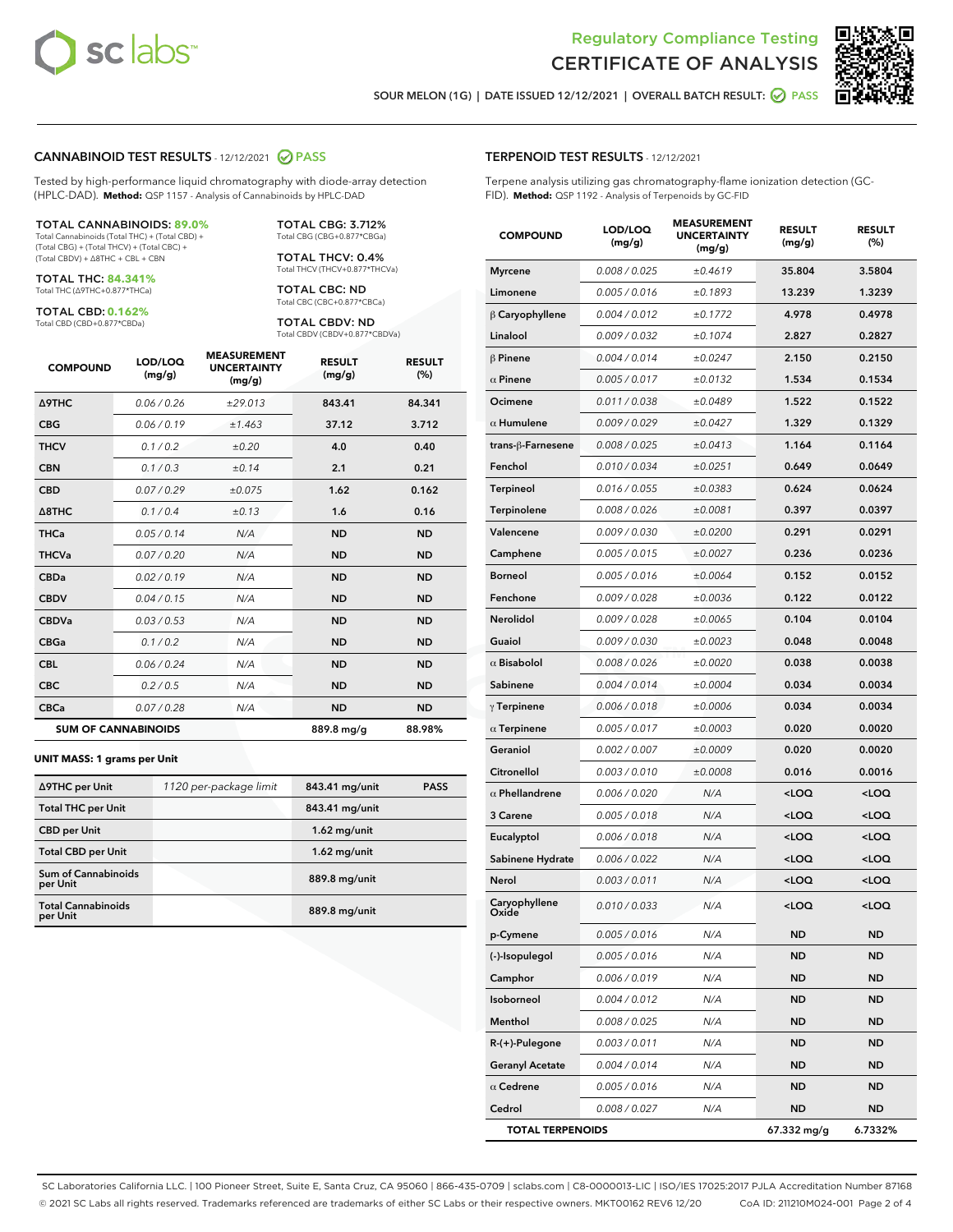# Regulatory Compliance Testing
# CERTIFICATE OF ANALYSIS

SOUR MELON (1G) | DATE ISSUED 12/12/2021 | OVERALL BATCH RESULT: PASS

## CANNABINOID TEST RESULTS - 12/12/2021 PASS

Tested by high-performance liquid chromatography with diode-array detection (HPLC-DAD). **Method:** QSP 1157 - Analysis of Cannabinoids by HPLC-DAD

**TOTAL CANNABINOIDS: 89.0%**
Total Cannabinoids (Total THC) + (Total CBD) + (Total CBG) + (Total THCV) + (Total CBC) + (Total CBDV) + Δ8THC + CBL + CBN

**TOTAL THC: 84.341%**
Total THC (Δ9THC+0.877*THCa)

**TOTAL CBD: 0.162%**
Total CBD (CBD+0.877*CBDa)

**TOTAL CBG: 3.712%**
Total CBG (CBG+0.877*CBGa)

**TOTAL THCV: 0.4%**
Total THCV (THCV+0.877*THCVa)

**TOTAL CBC: ND**
Total CBC (CBC+0.877*CBCa)

**TOTAL CBDV: ND**
Total CBDV (CBDV+0.877*CBDVa)

| COMPOUND | LOD/LOQ (mg/g) | MEASUREMENT UNCERTAINTY (mg/g) | RESULT (mg/g) | RESULT (%) |
|---|---|---|---|---|
| Δ9THC | 0.06 / 0.26 | ±29.013 | 843.41 | 84.341 |
| CBG | 0.06 / 0.19 | ±1.463 | 37.12 | 3.712 |
| THCV | 0.1 / 0.2 | ±0.20 | 4.0 | 0.40 |
| CBN | 0.1 / 0.3 | ±0.14 | 2.1 | 0.21 |
| CBD | 0.07 / 0.29 | ±0.075 | 1.62 | 0.162 |
| Δ8THC | 0.1 / 0.4 | ±0.13 | 1.6 | 0.16 |
| THCa | 0.05 / 0.14 | N/A | ND | ND |
| THCVa | 0.07 / 0.20 | N/A | ND | ND |
| CBDa | 0.02 / 0.19 | N/A | ND | ND |
| CBDV | 0.04 / 0.15 | N/A | ND | ND |
| CBDVa | 0.03 / 0.53 | N/A | ND | ND |
| CBGa | 0.1 / 0.2 | N/A | ND | ND |
| CBL | 0.06 / 0.24 | N/A | ND | ND |
| CBC | 0.2 / 0.5 | N/A | ND | ND |
| CBCa | 0.07 / 0.28 | N/A | ND | ND |
| **SUM OF CANNABINOIDS** | | | 889.8 mg/g | 88.98% |

**UNIT MASS: 1 grams per Unit**

| | | | |
|---|---|---|---|
| Δ9THC per Unit | 1120 per-package limit | 843.41 mg/unit | PASS |
| Total THC per Unit | | 843.41 mg/unit | |
| CBD per Unit | | 1.62 mg/unit | |
| Total CBD per Unit | | 1.62 mg/unit | |
| Sum of Cannabinoids per Unit | | 889.8 mg/unit | |
| Total Cannabinoids per Unit | | 889.8 mg/unit | |

## TERPENOID TEST RESULTS - 12/12/2021

Terpene analysis utilizing gas chromatography-flame ionization detection (GC-FID). **Method:** QSP 1192 - Analysis of Terpenoids by GC-FID

| COMPOUND | LOD/LOQ (mg/g) | MEASUREMENT UNCERTAINTY (mg/g) | RESULT (mg/g) | RESULT (%) |
|---|---|---|---|---|
| Myrcene | 0.008 / 0.025 | ±0.4619 | 35.804 | 3.5804 |
| Limonene | 0.005 / 0.016 | ±0.1893 | 13.239 | 1.3239 |
| β Caryophyllene | 0.004 / 0.012 | ±0.1772 | 4.978 | 0.4978 |
| Linalool | 0.009 / 0.032 | ±0.1074 | 2.827 | 0.2827 |
| β Pinene | 0.004 / 0.014 | ±0.0247 | 2.150 | 0.2150 |
| α Pinene | 0.005 / 0.017 | ±0.0132 | 1.534 | 0.1534 |
| Ocimene | 0.011 / 0.038 | ±0.0489 | 1.522 | 0.1522 |
| α Humulene | 0.009 / 0.029 | ±0.0427 | 1.329 | 0.1329 |
| trans-β-Farnesene | 0.008 / 0.025 | ±0.0413 | 1.164 | 0.1164 |
| Fenchol | 0.010 / 0.034 | ±0.0251 | 0.649 | 0.0649 |
| Terpineol | 0.016 / 0.055 | ±0.0383 | 0.624 | 0.0624 |
| Terpinolene | 0.008 / 0.026 | ±0.0081 | 0.397 | 0.0397 |
| Valencene | 0.009 / 0.030 | ±0.0200 | 0.291 | 0.0291 |
| Camphene | 0.005 / 0.015 | ±0.0027 | 0.236 | 0.0236 |
| Borneol | 0.005 / 0.016 | ±0.0064 | 0.152 | 0.0152 |
| Fenchone | 0.009 / 0.028 | ±0.0036 | 0.122 | 0.0122 |
| Nerolidol | 0.009 / 0.028 | ±0.0065 | 0.104 | 0.0104 |
| Guaiol | 0.009 / 0.030 | ±0.0023 | 0.048 | 0.0048 |
| α Bisabolol | 0.008 / 0.026 | ±0.0020 | 0.038 | 0.0038 |
| Sabinene | 0.004 / 0.014 | ±0.0004 | 0.034 | 0.0034 |
| γ Terpinene | 0.006 / 0.018 | ±0.0006 | 0.034 | 0.0034 |
| α Terpinene | 0.005 / 0.017 | ±0.0003 | 0.020 | 0.0020 |
| Geraniol | 0.002 / 0.007 | ±0.0009 | 0.020 | 0.0020 |
| Citronellol | 0.003 / 0.010 | ±0.0008 | 0.016 | 0.0016 |
| α Phellandrene | 0.006 / 0.020 | N/A | <LOQ | <LOQ |
| 3 Carene | 0.005 / 0.018 | N/A | <LOQ | <LOQ |
| Eucalyptol | 0.006 / 0.018 | N/A | <LOQ | <LOQ |
| Sabinene Hydrate | 0.006 / 0.022 | N/A | <LOQ | <LOQ |
| Nerol | 0.003 / 0.011 | N/A | <LOQ | <LOQ |
| Caryophyllene Oxide | 0.010 / 0.033 | N/A | <LOQ | <LOQ |
| p-Cymene | 0.005 / 0.016 | N/A | ND | ND |
| (-)-Isopulegol | 0.005 / 0.016 | N/A | ND | ND |
| Camphor | 0.006 / 0.019 | N/A | ND | ND |
| Isoborneol | 0.004 / 0.012 | N/A | ND | ND |
| Menthol | 0.008 / 0.025 | N/A | ND | ND |
| R-(+)-Pulegone | 0.003 / 0.011 | N/A | ND | ND |
| Geranyl Acetate | 0.004 / 0.014 | N/A | ND | ND |
| α Cedrene | 0.005 / 0.016 | N/A | ND | ND |
| Cedrol | 0.008 / 0.027 | N/A | ND | ND |
| **TOTAL TERPENOIDS** | | | 67.332 mg/g | 6.7332% |

SC Laboratories California LLC. | 100 Pioneer Street, Suite E, Santa Cruz, CA 95060 | 866-435-0709 | sclabs.com | C8-0000013-LIC | ISO/IES 17025:2017 PJLA Accreditation Number 87168
© 2021 SC Labs all rights reserved. Trademarks referenced are trademarks of either SC Labs or their respective owners. MKT00162 REV6 12/20 CoA ID: 211210M024-001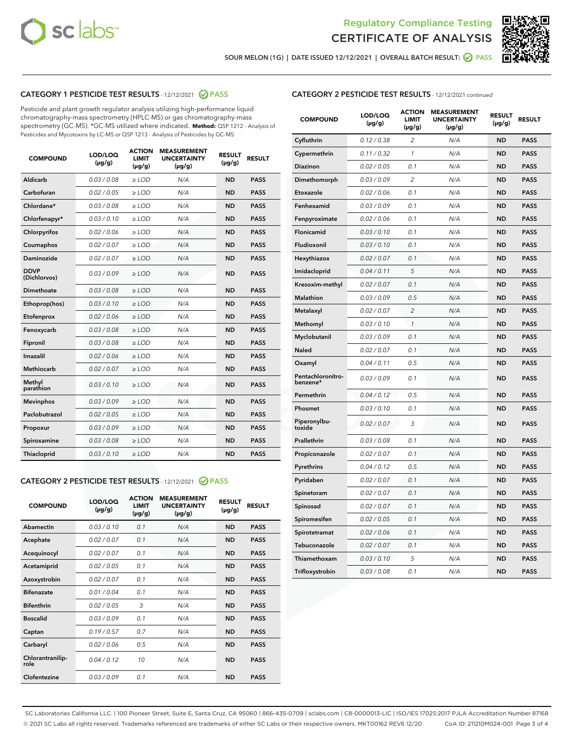Regulatory Compliance Testing

CERTIFICATE OF ANALYSIS

SOUR MELON (1G) | DATE ISSUED 12/12/2021 | OVERALL BATCH RESULT: PASS

## CATEGORY 1 PESTICIDE TEST RESULTS - 12/12/2021 PASS

Pesticide and plant growth regulator analysis utilizing high-performance liquid chromatography-mass spectrometry (HPLC-MS) or gas chromatography-mass spectrometry (GC-MS). *GC-MS utilized where indicated. **Method:** QSP 1212 - Analysis of Pesticides and Mycotoxins by LC-MS or QSP 1213 - Analysis of Pesticides by GC-MS

| COMPOUND | LOD/LOQ (µg/g) | ACTION LIMIT (µg/g) | MEASUREMENT UNCERTAINTY (µg/g) | RESULT (µg/g) | RESULT |
|---|---|---|---|---|---|
| Aldicarb | 0.03 / 0.08 | ≥ LOD | N/A | ND | PASS |
| Carbofuran | 0.02 / 0.05 | ≥ LOD | N/A | ND | PASS |
| Chlordane* | 0.03 / 0.08 | ≥ LOD | N/A | ND | PASS |
| Chlorfenapyr* | 0.03 / 0.10 | ≥ LOD | N/A | ND | PASS |
| Chlorpyrifos | 0.02 / 0.06 | ≥ LOD | N/A | ND | PASS |
| Coumaphos | 0.02 / 0.07 | ≥ LOD | N/A | ND | PASS |
| Daminozide | 0.02 / 0.07 | ≥ LOD | N/A | ND | PASS |
| DDVP (Dichlorvos) | 0.03 / 0.09 | ≥ LOD | N/A | ND | PASS |
| Dimethoate | 0.03 / 0.08 | ≥ LOD | N/A | ND | PASS |
| Ethoprop(hos) | 0.03 / 0.10 | ≥ LOD | N/A | ND | PASS |
| Etofenprox | 0.02 / 0.06 | ≥ LOD | N/A | ND | PASS |
| Fenoxycarb | 0.03 / 0.08 | ≥ LOD | N/A | ND | PASS |
| Fipronil | 0.03 / 0.08 | ≥ LOD | N/A | ND | PASS |
| Imazalil | 0.02 / 0.06 | ≥ LOD | N/A | ND | PASS |
| Methiocarb | 0.02 / 0.07 | ≥ LOD | N/A | ND | PASS |
| Methyl parathion | 0.03 / 0.10 | ≥ LOD | N/A | ND | PASS |
| Mevinphos | 0.03 / 0.09 | ≥ LOD | N/A | ND | PASS |
| Paclobutrazol | 0.02 / 0.05 | ≥ LOD | N/A | ND | PASS |
| Propoxur | 0.03 / 0.09 | ≥ LOD | N/A | ND | PASS |
| Spiroxamine | 0.03 / 0.08 | ≥ LOD | N/A | ND | PASS |
| Thiacloprid | 0.03 / 0.10 | ≥ LOD | N/A | ND | PASS |

## CATEGORY 2 PESTICIDE TEST RESULTS - 12/12/2021 PASS

| COMPOUND | LOD/LOQ (µg/g) | ACTION LIMIT (µg/g) | MEASUREMENT UNCERTAINTY (µg/g) | RESULT (µg/g) | RESULT |
|---|---|---|---|---|---|
| Abamectin | 0.03 / 0.10 | 0.1 | N/A | ND | PASS |
| Acephate | 0.02 / 0.07 | 0.1 | N/A | ND | PASS |
| Acequinocyl | 0.02 / 0.07 | 0.1 | N/A | ND | PASS |
| Acetamiprid | 0.02 / 0.05 | 0.1 | N/A | ND | PASS |
| Azoxystrobin | 0.02 / 0.07 | 0.1 | N/A | ND | PASS |
| Bifenazate | 0.01 / 0.04 | 0.1 | N/A | ND | PASS |
| Bifenthrin | 0.02 / 0.05 | 3 | N/A | ND | PASS |
| Boscalid | 0.03 / 0.09 | 0.1 | N/A | ND | PASS |
| Captan | 0.19 / 0.57 | 0.7 | N/A | ND | PASS |
| Carbaryl | 0.02 / 0.06 | 0.5 | N/A | ND | PASS |
| Chlorantraniliprole | 0.04 / 0.12 | 10 | N/A | ND | PASS |
| Clofentezine | 0.03 / 0.09 | 0.1 | N/A | ND | PASS |
| Cyfluthrin | 0.12 / 0.38 | 2 | N/A | ND | PASS |
| Cypermethrin | 0.11 / 0.32 | 1 | N/A | ND | PASS |
| Diazinon | 0.02 / 0.05 | 0.1 | N/A | ND | PASS |
| Dimethomorph | 0.03 / 0.09 | 2 | N/A | ND | PASS |
| Etoxazole | 0.02 / 0.06 | 0.1 | N/A | ND | PASS |
| Fenhexamid | 0.03 / 0.09 | 0.1 | N/A | ND | PASS |
| Fenpyroximate | 0.02 / 0.06 | 0.1 | N/A | ND | PASS |
| Flonicamid | 0.03 / 0.10 | 0.1 | N/A | ND | PASS |
| Fludioxonil | 0.03 / 0.10 | 0.1 | N/A | ND | PASS |
| Hexythiazox | 0.02 / 0.07 | 0.1 | N/A | ND | PASS |
| Imidacloprid | 0.04 / 0.11 | 5 | N/A | ND | PASS |
| Kresoxim-methyl | 0.02 / 0.07 | 0.1 | N/A | ND | PASS |
| Malathion | 0.03 / 0.09 | 0.5 | N/A | ND | PASS |
| Metalaxyl | 0.02 / 0.07 | 2 | N/A | ND | PASS |
| Methomyl | 0.03 / 0.10 | 1 | N/A | ND | PASS |
| Myclobutanil | 0.03 / 0.09 | 0.1 | N/A | ND | PASS |
| Naled | 0.02 / 0.07 | 0.1 | N/A | ND | PASS |
| Oxamyl | 0.04 / 0.11 | 0.5 | N/A | ND | PASS |
| Pentachloronitrobenzene* | 0.03 / 0.09 | 0.1 | N/A | ND | PASS |
| Permethrin | 0.04 / 0.12 | 0.5 | N/A | ND | PASS |
| Phosmet | 0.03 / 0.10 | 0.1 | N/A | ND | PASS |
| Piperonylbutoxide | 0.02 / 0.07 | 3 | N/A | ND | PASS |
| Prallethrin | 0.03 / 0.08 | 0.1 | N/A | ND | PASS |
| Propiconazole | 0.02 / 0.07 | 0.1 | N/A | ND | PASS |
| Pyrethrins | 0.04 / 0.12 | 0.5 | N/A | ND | PASS |
| Pyridaben | 0.02 / 0.07 | 0.1 | N/A | ND | PASS |
| Spinetoram | 0.02 / 0.07 | 0.1 | N/A | ND | PASS |
| Spinosad | 0.02 / 0.07 | 0.1 | N/A | ND | PASS |
| Spiromesifen | 0.02 / 0.05 | 0.1 | N/A | ND | PASS |
| Spirotetramat | 0.02 / 0.06 | 0.1 | N/A | ND | PASS |
| Tebuconazole | 0.02 / 0.07 | 0.1 | N/A | ND | PASS |
| Thiamethoxam | 0.03 / 0.10 | 5 | N/A | ND | PASS |
| Trifloxystrobin | 0.03 / 0.08 | 0.1 | N/A | ND | PASS |

SC Laboratories California LLC. | 100 Pioneer Street, Suite E, Santa Cruz, CA 95060 | 866-435-0709 | sclabs.com | C8-0000013-LIC | ISO/IES 17025:2017 PJLA Accreditation Number 87168
© 2021 SC Labs all rights reserved. Trademarks referenced are trademarks of either SC Labs or their respective owners. MKT00162 REV6 12/20 CoA ID: 211210M024-001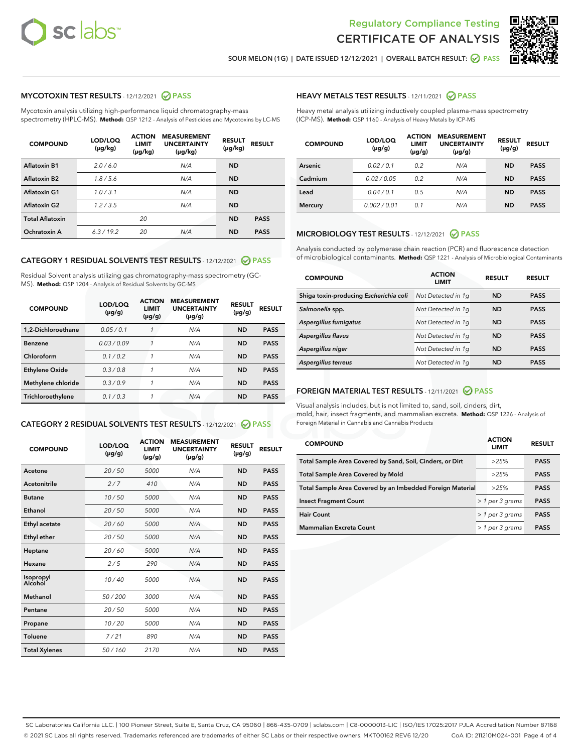Regulatory Compliance Testing

# CERTIFICATE OF ANALYSIS

SOUR MELON (1G) | DATE ISSUED 12/12/2021 | OVERALL BATCH RESULT: PASS

## MYCOTOXIN TEST RESULTS - 12/12/2021 PASS

Mycotoxin analysis utilizing high-performance liquid chromatography-mass spectrometry (HPLC-MS). **Method:** QSP 1212 - Analysis of Pesticides and Mycotoxins by LC-MS

| COMPOUND | LOD/LOQ (µg/kg) | ACTION LIMIT (µg/kg) | MEASUREMENT UNCERTAINTY (µg/kg) | RESULT (µg/kg) | RESULT |
|---|---|---|---|---|---|
| Aflatoxin B1 | 2.0 / 6.0 | | N/A | ND | |
| Aflatoxin B2 | 1.8 / 5.6 | | N/A | ND | |
| Aflatoxin G1 | 1.0 / 3.1 | | N/A | ND | |
| Aflatoxin G2 | 1.2 / 3.5 | | N/A | ND | |
| Total Aflatoxin | | 20 | | ND | PASS |
| Ochratoxin A | 6.3 / 19.2 | 20 | N/A | ND | PASS |

## CATEGORY 1 RESIDUAL SOLVENTS TEST RESULTS - 12/12/2021 PASS

Residual Solvent analysis utilizing gas chromatography-mass spectrometry (GC-MS). **Method:** QSP 1204 - Analysis of Residual Solvents by GC-MS

| COMPOUND | LOD/LOQ (µg/g) | ACTION LIMIT (µg/g) | MEASUREMENT UNCERTAINTY (µg/g) | RESULT (µg/g) | RESULT |
|---|---|---|---|---|---|
| 1,2-Dichloroethane | 0.05 / 0.1 | 1 | N/A | ND | PASS |
| Benzene | 0.03 / 0.09 | 1 | N/A | ND | PASS |
| Chloroform | 0.1 / 0.2 | 1 | N/A | ND | PASS |
| Ethylene Oxide | 0.3 / 0.8 | 1 | N/A | ND | PASS |
| Methylene chloride | 0.3 / 0.9 | 1 | N/A | ND | PASS |
| Trichloroethylene | 0.1 / 0.3 | 1 | N/A | ND | PASS |

## CATEGORY 2 RESIDUAL SOLVENTS TEST RESULTS - 12/12/2021 PASS

| COMPOUND | LOD/LOQ (µg/g) | ACTION LIMIT (µg/g) | MEASUREMENT UNCERTAINTY (µg/g) | RESULT (µg/g) | RESULT |
|---|---|---|---|---|---|
| Acetone | 20 / 50 | 5000 | N/A | ND | PASS |
| Acetonitrile | 2 / 7 | 410 | N/A | ND | PASS |
| Butane | 10 / 50 | 5000 | N/A | ND | PASS |
| Ethanol | 20 / 50 | 5000 | N/A | ND | PASS |
| Ethyl acetate | 20 / 60 | 5000 | N/A | ND | PASS |
| Ethyl ether | 20 / 50 | 5000 | N/A | ND | PASS |
| Heptane | 20 / 60 | 5000 | N/A | ND | PASS |
| Hexane | 2 / 5 | 290 | N/A | ND | PASS |
| Isopropyl Alcohol | 10 / 40 | 5000 | N/A | ND | PASS |
| Methanol | 50 / 200 | 3000 | N/A | ND | PASS |
| Pentane | 20 / 50 | 5000 | N/A | ND | PASS |
| Propane | 10 / 20 | 5000 | N/A | ND | PASS |
| Toluene | 7 / 21 | 890 | N/A | ND | PASS |
| Total Xylenes | 50 / 160 | 2170 | N/A | ND | PASS |

## HEAVY METALS TEST RESULTS - 12/11/2021 PASS

Heavy metal analysis utilizing inductively coupled plasma-mass spectrometry (ICP-MS). **Method:** QSP 1160 - Analysis of Heavy Metals by ICP-MS

| COMPOUND | LOD/LOQ (µg/g) | ACTION LIMIT (µg/g) | MEASUREMENT UNCERTAINTY (µg/g) | RESULT (µg/g) | RESULT |
|---|---|---|---|---|---|
| Arsenic | 0.02 / 0.1 | 0.2 | N/A | ND | PASS |
| Cadmium | 0.02 / 0.05 | 0.2 | N/A | ND | PASS |
| Lead | 0.04 / 0.1 | 0.5 | N/A | ND | PASS |
| Mercury | 0.002 / 0.01 | 0.1 | N/A | ND | PASS |

## MICROBIOLOGY TEST RESULTS - 12/12/2021 PASS

Analysis conducted by polymerase chain reaction (PCR) and fluorescence detection of microbiological contaminants. **Method:** QSP 1221 - Analysis of Microbiological Contaminants

| COMPOUND | ACTION LIMIT | RESULT | RESULT |
|---|---|---|---|
| Shiga toxin-producing *Escherichia coli* | Not Detected in 1g | ND | PASS |
| *Salmonella* spp. | Not Detected in 1g | ND | PASS |
| *Aspergillus fumigatus* | Not Detected in 1g | ND | PASS |
| *Aspergillus flavus* | Not Detected in 1g | ND | PASS |
| *Aspergillus niger* | Not Detected in 1g | ND | PASS |
| *Aspergillus terreus* | Not Detected in 1g | ND | PASS |

## FOREIGN MATERIAL TEST RESULTS - 12/11/2021 PASS

Visual analysis includes, but is not limited to, sand, soil, cinders, dirt, mold, hair, insect fragments, and mammalian excreta. **Method:** QSP 1226 - Analysis of Foreign Material in Cannabis and Cannabis Products

| COMPOUND | ACTION LIMIT | RESULT |
|---|---|---|
| Total Sample Area Covered by Sand, Soil, Cinders, or Dirt | >25% | PASS |
| Total Sample Area Covered by Mold | >25% | PASS |
| Total Sample Area Covered by an Imbedded Foreign Material | >25% | PASS |
| Insect Fragment Count | > 1 per 3 grams | PASS |
| Hair Count | > 1 per 3 grams | PASS |
| Mammalian Excreta Count | > 1 per 3 grams | PASS |

SC Laboratories California LLC. | 100 Pioneer Street, Suite E, Santa Cruz, CA 95060 | 866-435-0709 | sclabs.com | C8-0000013-LIC | ISO/IES 17025:2017 PJLA Accreditation Number 87168
© 2021 SC Labs all rights reserved. Trademarks referenced are trademarks of either SC Labs or their respective owners. MKT00162 REV6 12/20 CoA ID: 211210M024-001